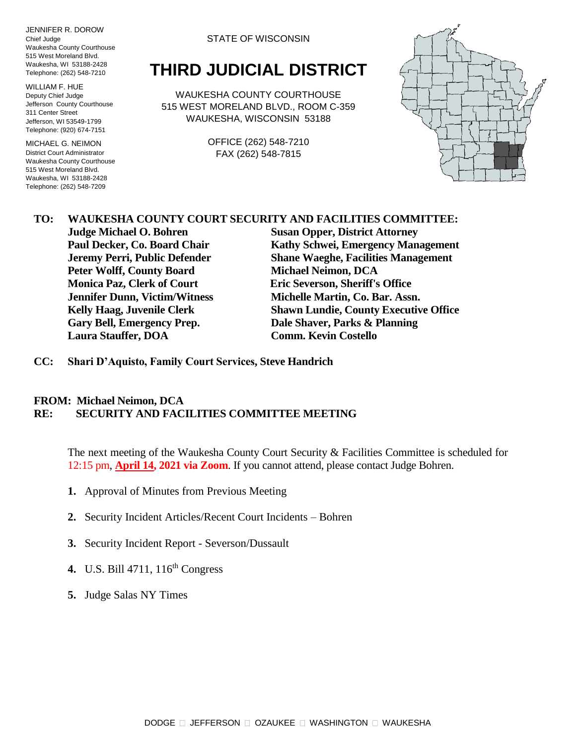JENNIFER R. DOROW
Chief Judge
Waukesha County Courthouse
515 West Moreland Blvd.
Waukesha, WI 53188-2428
Telephone: (262) 548-7210

WILLIAM F. HUE
Deputy Chief Judge
Jefferson County Courthouse
311 Center Street
Jefferson, WI 53549-1799
Telephone: (920) 674-7151

MICHAEL G. NEIMON
District Court Administrator
Waukesha County Courthouse
515 West Moreland Blvd.
Waukesha, WI 53188-2428
Telephone: (262) 548-7209

STATE OF WISCONSIN

# THIRD JUDICIAL DISTRICT

WAUKESHA COUNTY COURTHOUSE
515 WEST MORELAND BLVD., ROOM C-359
WAUKESHA, WISCONSIN 53188

OFFICE (262) 548-7210
FAX (262) 548-7815

**TO: WAUKESHA COUNTY COURT SECURITY AND FACILITIES COMMITTEE:**

| | |
|---|---|
| **Judge Michael O. Bohren** | **Susan Opper, District Attorney** |
| **Paul Decker, Co. Board Chair** | **Kathy Schwei, Emergency Management** |
| **Jeremy Perri, Public Defender** | **Shane Waeghe, Facilities Management** |
| **Peter Wolff, County Board** | **Michael Neimon, DCA** |
| **Monica Paz, Clerk of Court** | **Eric Severson, Sheriff's Office** |
| **Jennifer Dunn, Victim/Witness** | **Michelle Martin, Co. Bar. Assn.** |
| **Kelly Haag, Juvenile Clerk** | **Shawn Lundie, County Executive Office** |
| **Gary Bell, Emergency Prep.** | **Dale Shaver, Parks & Planning** |
| **Laura Stauffer, DOA** | **Comm. Kevin Costello** |

**CC: Shari D'Aquisto, Family Court Services, Steve Handrich**

**FROM: Michael Neimon, DCA**
**RE: SECURITY AND FACILITIES COMMITTEE MEETING**

The next meeting of the Waukesha County Court Security & Facilities Committee is scheduled for 12:15 pm, **April 14, 2021 via Zoom**. If you cannot attend, please contact Judge Bohren.

1. Approval of Minutes from Previous Meeting
2. Security Incident Articles/Recent Court Incidents – Bohren
3. Security Incident Report - Severson/Dussault
4. U.S. Bill 4711, 116th Congress
5. Judge Salas NY Times

DODGE □ JEFFERSON □ OZAUKEE □ WASHINGTON □ WAUKESHA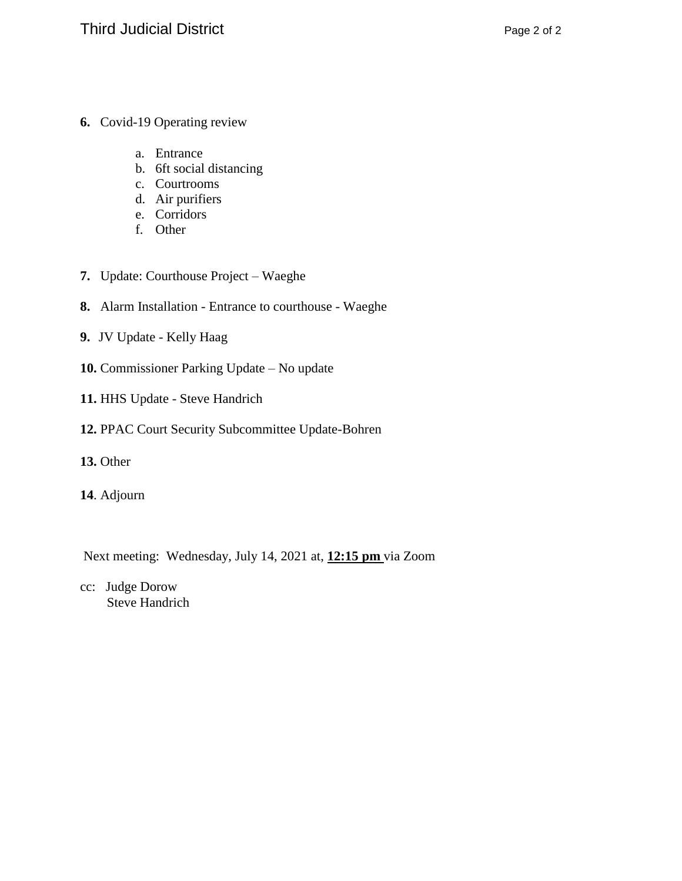**6.** Covid-19 Operating review

a. Entrance
b. 6ft social distancing
c. Courtrooms
d. Air purifiers
e. Corridors
f. Other

**7.** Update: Courthouse Project – Waeghe

**8.** Alarm Installation - Entrance to courthouse - Waeghe

**9.** JV Update - Kelly Haag

**10.** Commissioner Parking Update – No update

**11.** HHS Update - Steve Handrich

**12.** PPAC Court Security Subcommittee Update-Bohren

**13.** Other

**14**. Adjourn

Next meeting: Wednesday, July 14, 2021 at, **12:15 pm** via Zoom

cc: Judge Dorow
Steve Handrich